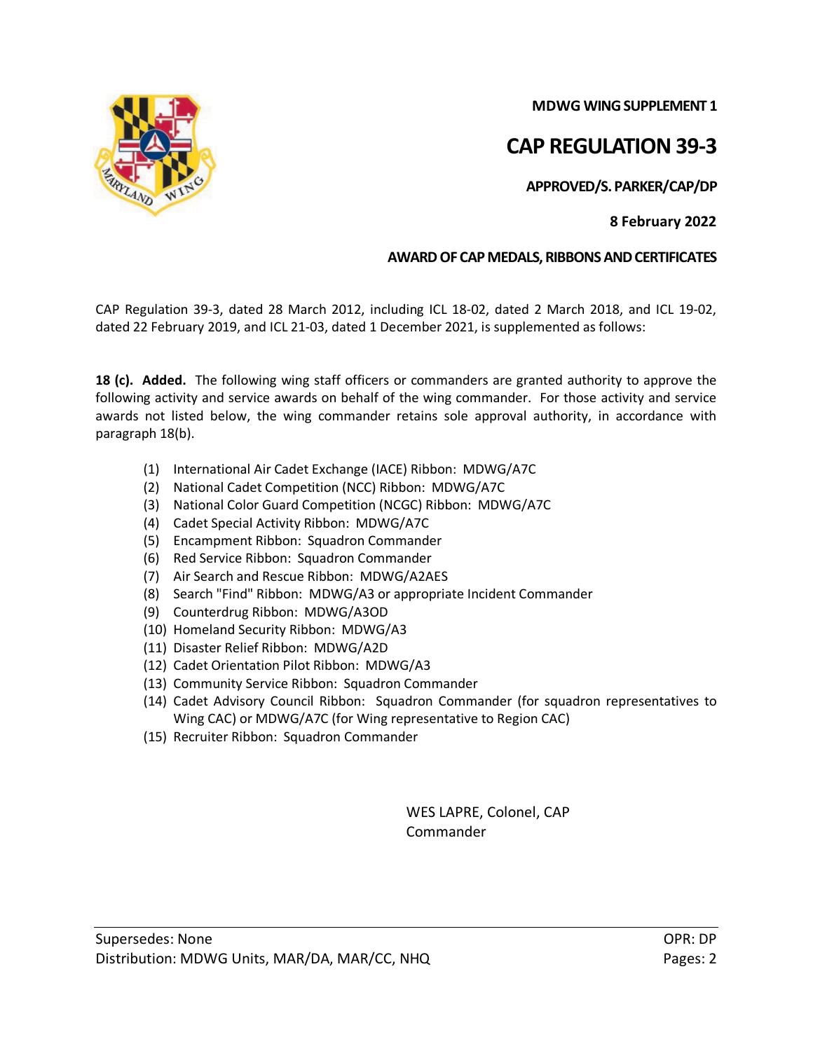**MDWG WING SUPPLEMENT 1**

# CAP REGULATION 39-3

**APPROVED/S. PARKER/CAP/DP**

**8 February 2022**

**AWARD OF CAP MEDALS, RIBBONS AND CERTIFICATES**

CAP Regulation 39-3, dated 28 March 2012, including ICL 18-02, dated 2 March 2018, and ICL 19-02, dated 22 February 2019, and ICL 21-03, dated 1 December 2021, is supplemented as follows:

**18 (c). Added.** The following wing staff officers or commanders are granted authority to approve the following activity and service awards on behalf of the wing commander. For those activity and service awards not listed below, the wing commander retains sole approval authority, in accordance with paragraph 18(b).

(1) International Air Cadet Exchange (IACE) Ribbon: MDWG/A7C
(2) National Cadet Competition (NCC) Ribbon: MDWG/A7C
(3) National Color Guard Competition (NCGC) Ribbon: MDWG/A7C
(4) Cadet Special Activity Ribbon: MDWG/A7C
(5) Encampment Ribbon: Squadron Commander
(6) Red Service Ribbon: Squadron Commander
(7) Air Search and Rescue Ribbon: MDWG/A2AES
(8) Search "Find" Ribbon: MDWG/A3 or appropriate Incident Commander
(9) Counterdrug Ribbon: MDWG/A3OD
(10) Homeland Security Ribbon: MDWG/A3
(11) Disaster Relief Ribbon: MDWG/A2D
(12) Cadet Orientation Pilot Ribbon: MDWG/A3
(13) Community Service Ribbon: Squadron Commander
(14) Cadet Advisory Council Ribbon: Squadron Commander (for squadron representatives to Wing CAC) or MDWG/A7C (for Wing representative to Region CAC)
(15) Recruiter Ribbon: Squadron Commander

WES LAPRE, Colonel, CAP
Commander

Supersedes: None
Distribution: MDWG Units, MAR/DA, MAR/CC, NHQ

OPR: DP
Pages: 2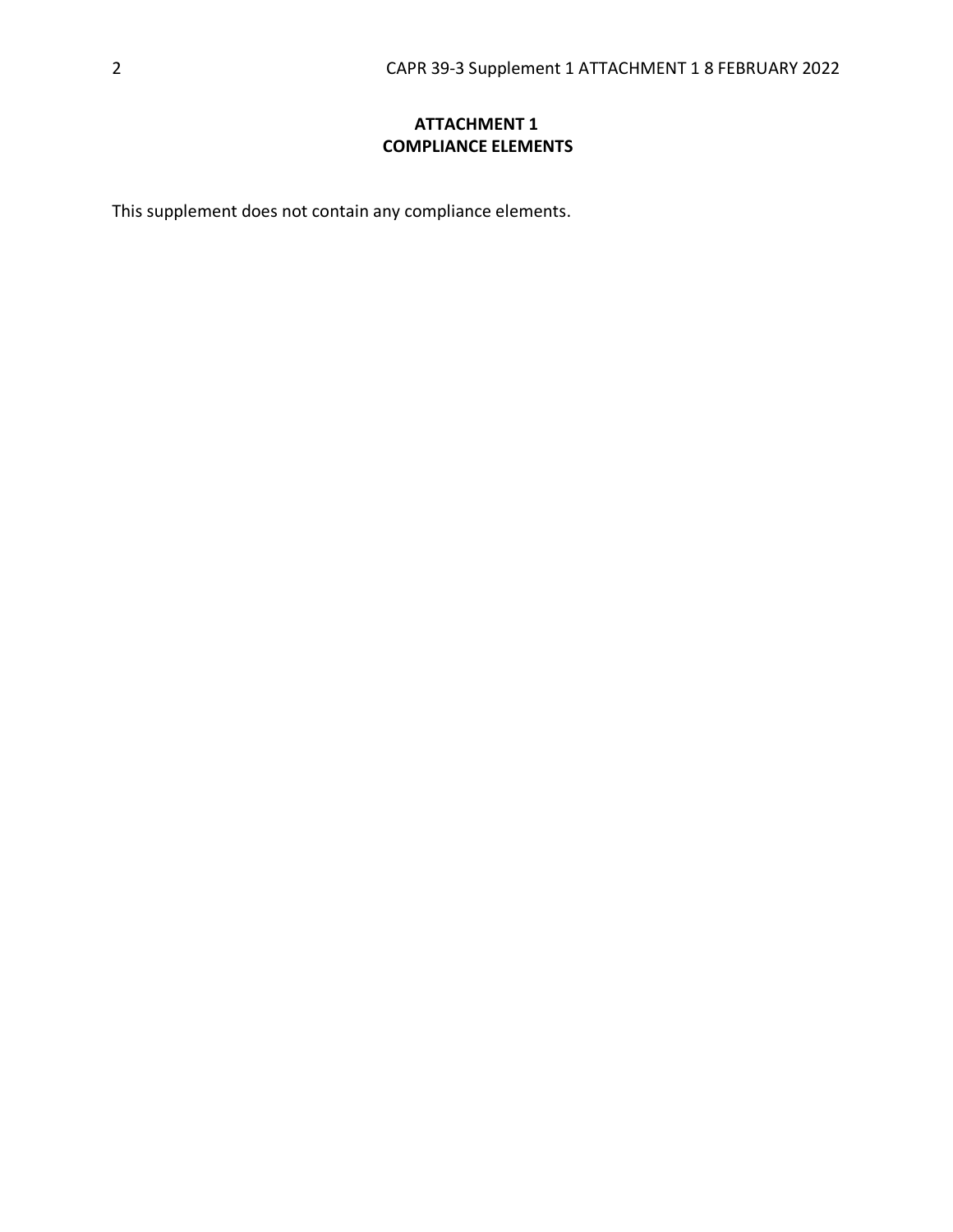## ATTACHMENT 1
## COMPLIANCE ELEMENTS

This supplement does not contain any compliance elements.